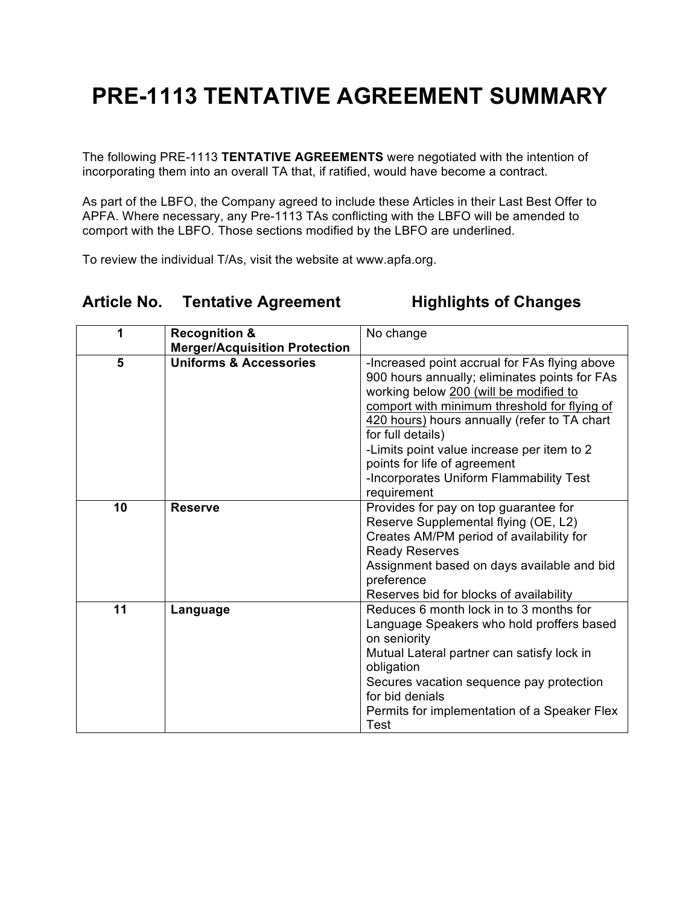# PRE-1113 TENTATIVE AGREEMENT SUMMARY

The following PRE-1113 **TENTATIVE AGREEMENTS** were negotiated with the intention of incorporating them into an overall TA that, if ratified, would have become a contract.

As part of the LBFO, the Company agreed to include these Articles in their Last Best Offer to APFA. Where necessary, any Pre-1113 TAs conflicting with the LBFO will be amended to comport with the LBFO. Those sections modified by the LBFO are underlined.

To review the individual T/As, visit the website at www.apfa.org.

| Article No. | Tentative Agreement | Highlights of Changes |
|---|---|---|
| 1 | **Recognition & Merger/Acquisition Protection** | No change |
| 5 | **Uniforms & Accessories** | -Increased point accrual for FAs flying above 900 hours annually; eliminates points for FAs working below <u>200 (will be modified to comport with minimum threshold for flying of 420 hours)</u> hours annually (refer to TA chart for full details)<br>-Limits point value increase per item to 2 points for life of agreement<br>-Incorporates Uniform Flammability Test requirement |
| 10 | **Reserve** | Provides for pay on top guarantee for Reserve Supplemental flying (OE, L2)<br>Creates AM/PM period of availability for Ready Reserves<br>Assignment based on days available and bid preference<br>Reserves bid for blocks of availability |
| 11 | **Language** | Reduces 6 month lock in to 3 months for Language Speakers who hold proffers based on seniority<br>Mutual Lateral partner can satisfy lock in obligation<br>Secures vacation sequence pay protection for bid denials<br>Permits for implementation of a Speaker Flex Test |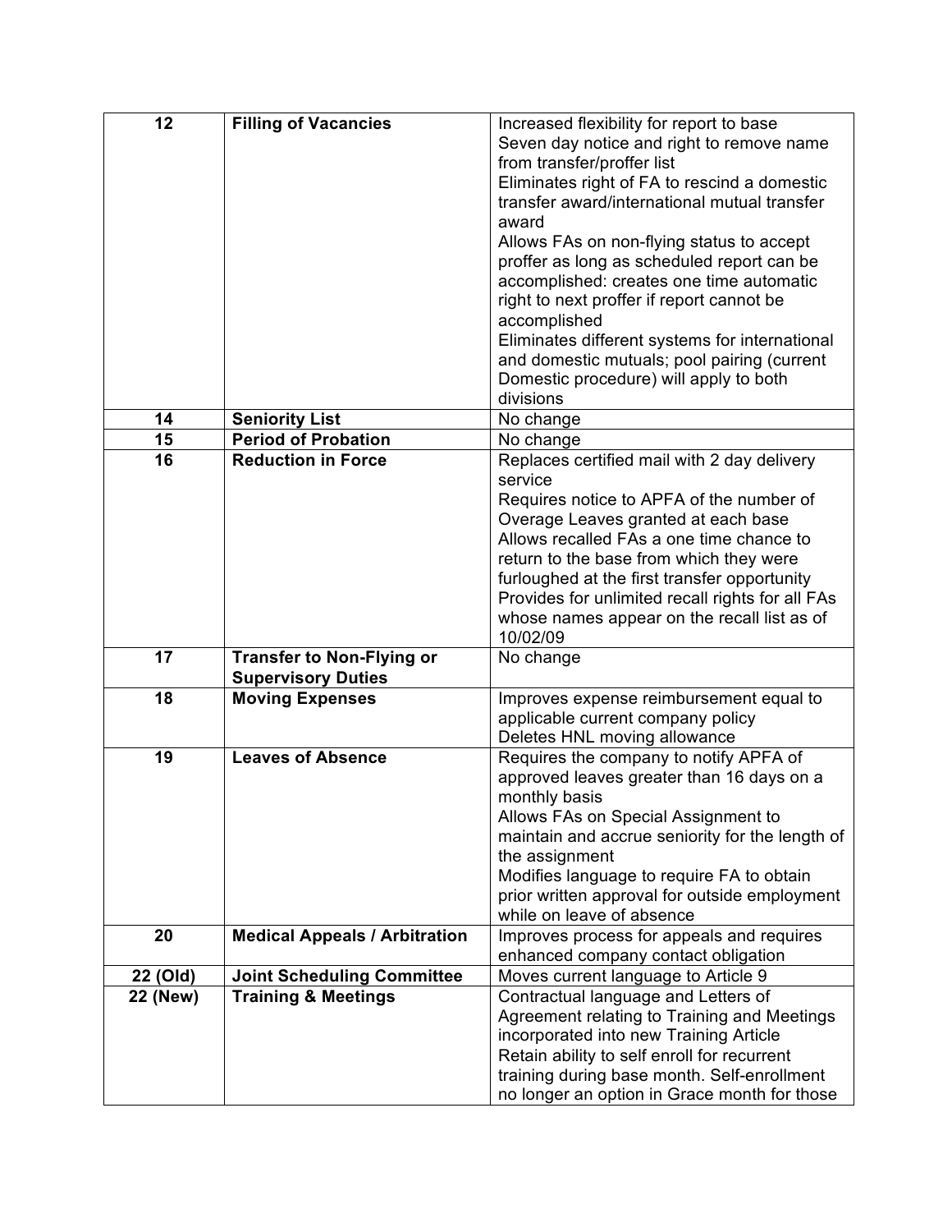| 12 | **Filling of Vacancies** | Increased flexibility for report to base<br>Seven day notice and right to remove name from transfer/proffer list<br>Eliminates right of FA to rescind a domestic transfer award/international mutual transfer award<br>Allows FAs on non-flying status to accept proffer as long as scheduled report can be accomplished: creates one time automatic right to next proffer if report cannot be accomplished<br>Eliminates different systems for international and domestic mutuals; pool pairing (current Domestic procedure) will apply to both divisions |
|---|---|---|
| 14 | **Seniority List** | No change |
| 15 | **Period of Probation** | No change |
| 16 | **Reduction in Force** | Replaces certified mail with 2 day delivery service<br>Requires notice to APFA of the number of Overage Leaves granted at each base<br>Allows recalled FAs a one time chance to return to the base from which they were furloughed at the first transfer opportunity<br>Provides for unlimited recall rights for all FAs whose names appear on the recall list as of 10/02/09 |
| 17 | **Transfer to Non-Flying or Supervisory Duties** | No change |
| 18 | **Moving Expenses** | Improves expense reimbursement equal to applicable current company policy<br>Deletes HNL moving allowance |
| 19 | **Leaves of Absence** | Requires the company to notify APFA of approved leaves greater than 16 days on a monthly basis<br>Allows FAs on Special Assignment to maintain and accrue seniority for the length of the assignment<br>Modifies language to require FA to obtain prior written approval for outside employment while on leave of absence |
| 20 | **Medical Appeals / Arbitration** | Improves process for appeals and requires enhanced company contact obligation |
| **22 (Old)** | **Joint Scheduling Committee** | Moves current language to Article 9 |
| **22 (New)** | **Training & Meetings** | Contractual language and Letters of Agreement relating to Training and Meetings incorporated into new Training Article<br>Retain ability to self enroll for recurrent training during base month. Self-enrollment no longer an option in Grace month for those |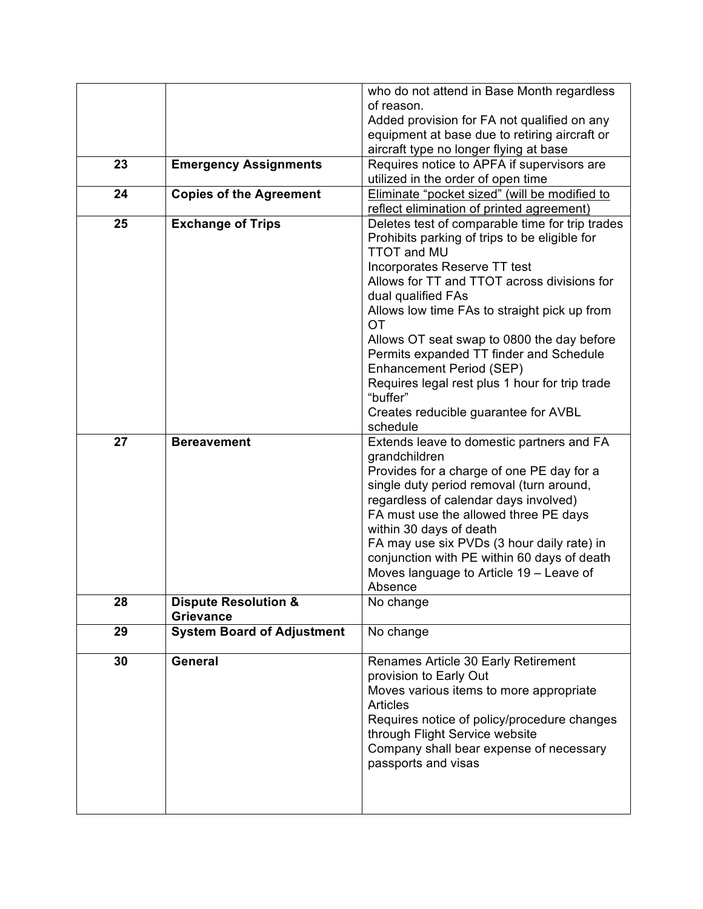|  |  |  |
|---|---|---|
|  |  | who do not attend in Base Month regardless of reason.<br>Added provision for FA not qualified on any equipment at base due to retiring aircraft or aircraft type no longer flying at base |
| 23 | **Emergency Assignments** | Requires notice to APFA if supervisors are utilized in the order of open time |
| 24 | **Copies of the Agreement** | <u>Eliminate "pocket sized" (will be modified to reflect elimination of printed agreement)</u> |
| 25 | **Exchange of Trips** | Deletes test of comparable time for trip trades<br>Prohibits parking of trips to be eligible for TTOT and MU<br>Incorporates Reserve TT test<br>Allows for TT and TTOT across divisions for dual qualified FAs<br>Allows low time FAs to straight pick up from OT<br>Allows OT seat swap to 0800 the day before<br>Permits expanded TT finder and Schedule Enhancement Period (SEP)<br>Requires legal rest plus 1 hour for trip trade "buffer"<br>Creates reducible guarantee for AVBL schedule |
| 27 | **Bereavement** | Extends leave to domestic partners and FA grandchildren<br>Provides for a charge of one PE day for a single duty period removal (turn around, regardless of calendar days involved)<br>FA must use the allowed three PE days within 30 days of death<br>FA may use six PVDs (3 hour daily rate) in conjunction with PE within 60 days of death<br>Moves language to Article 19 – Leave of Absence |
| 28 | **Dispute Resolution & Grievance** | No change |
| 29 | **System Board of Adjustment** | No change |
| 30 | **General** | Renames Article 30 Early Retirement provision to Early Out<br>Moves various items to more appropriate Articles<br>Requires notice of policy/procedure changes through Flight Service website<br>Company shall bear expense of necessary passports and visas |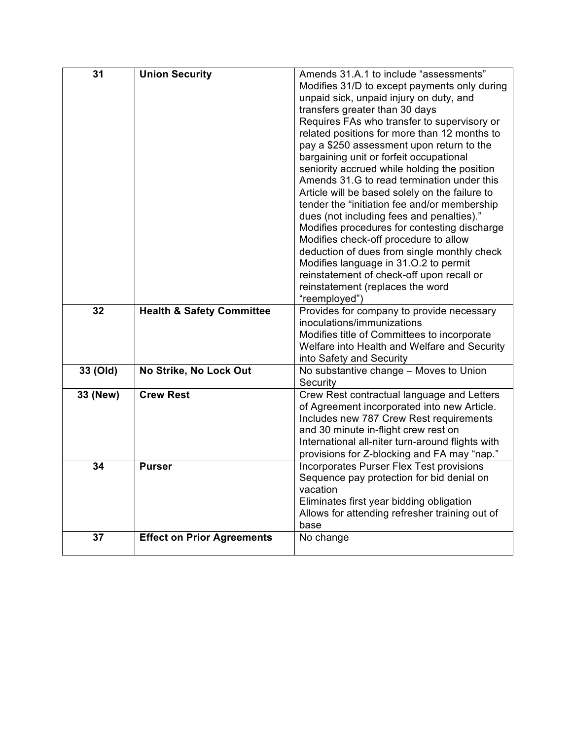| | | |
|---|---|---|
| **31** | **Union Security** | Amends 31.A.1 to include "assessments"<br>Modifies 31/D to except payments only during unpaid sick, unpaid injury on duty, and transfers greater than 30 days<br>Requires FAs who transfer to supervisory or related positions for more than 12 months to pay a $250 assessment upon return to the bargaining unit or forfeit occupational seniority accrued while holding the position<br>Amends 31.G to read termination under this Article will be based solely on the failure to tender the "initiation fee and/or membership dues (not including fees and penalties)."<br>Modifies procedures for contesting discharge<br>Modifies check-off procedure to allow deduction of dues from single monthly check<br>Modifies language in 31.O.2 to permit reinstatement of check-off upon recall or reinstatement (replaces the word "reemployed") |
| **32** | **Health & Safety Committee** | Provides for company to provide necessary inoculations/immunizations<br>Modifies title of Committees to incorporate Welfare into Health and Welfare and Security into Safety and Security |
| **33 (Old)** | **No Strike, No Lock Out** | No substantive change – Moves to Union Security |
| **33 (New)** | **Crew Rest** | Crew Rest contractual language and Letters of Agreement incorporated into new Article. Includes new 787 Crew Rest requirements and 30 minute in-flight crew rest on International all-niter turn-around flights with provisions for Z-blocking and FA may "nap." |
| **34** | **Purser** | Incorporates Purser Flex Test provisions<br>Sequence pay protection for bid denial on vacation<br>Eliminates first year bidding obligation<br>Allows for attending refresher training out of base |
| **37** | **Effect on Prior Agreements** | No change |